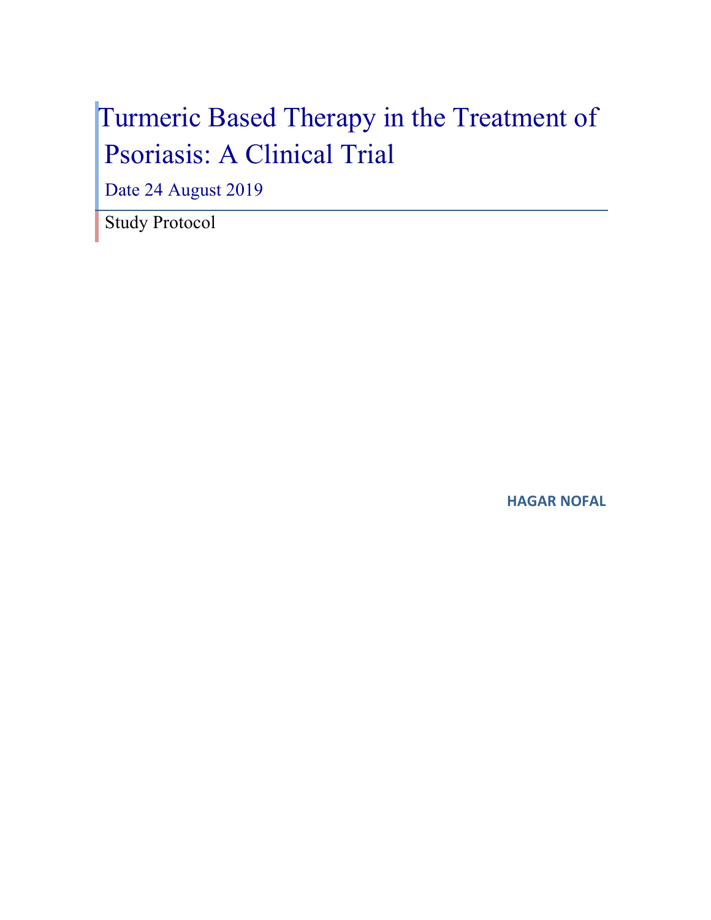# Turmeric Based Therapy in the Treatment of Psoriasis: A Clinical Trial

Date 24 August 2019

Study Protocol

**HAGAR NOFAL**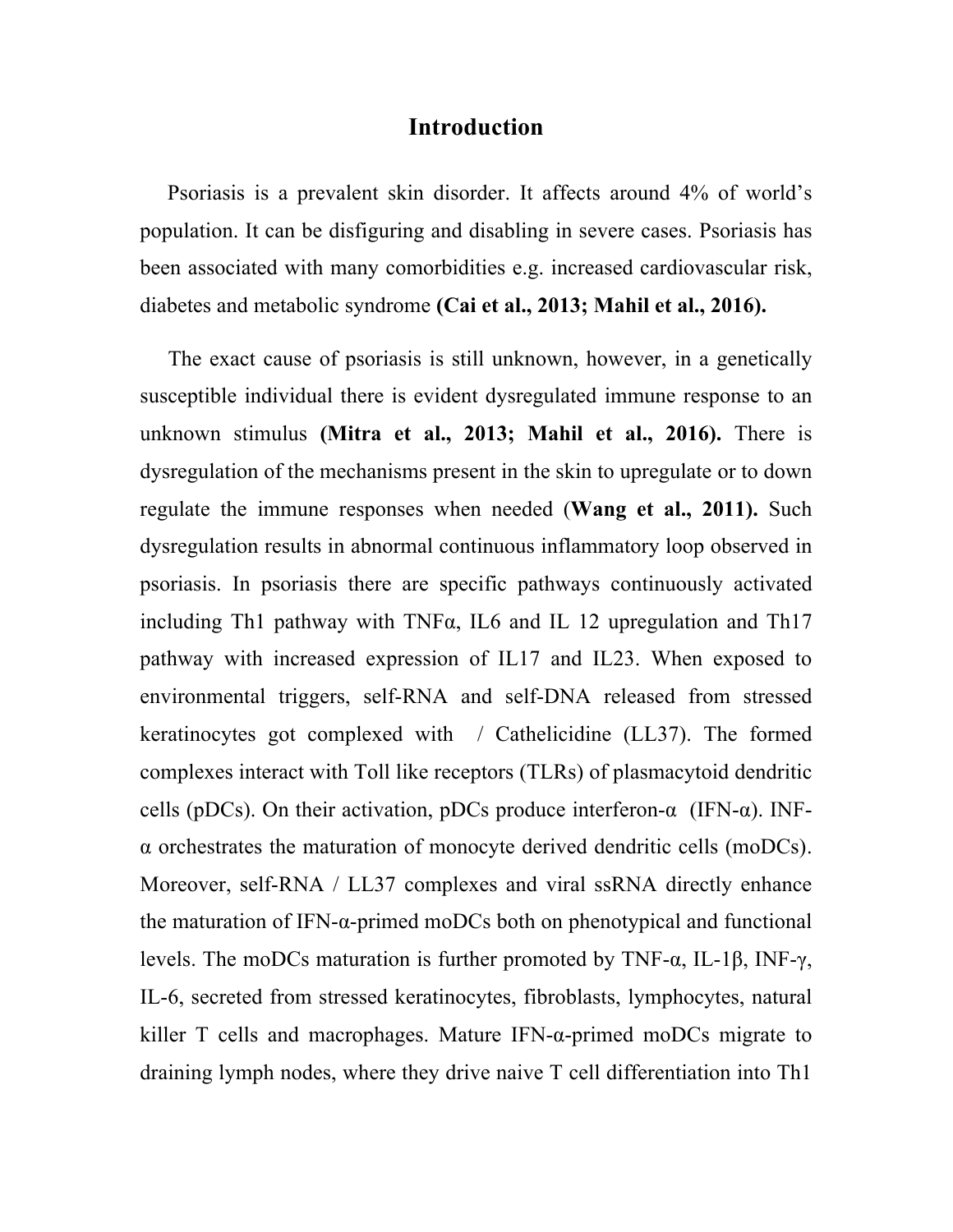# Introduction

Psoriasis is a prevalent skin disorder. It affects around 4% of world's population. It can be disfiguring and disabling in severe cases. Psoriasis has been associated with many comorbidities e.g. increased cardiovascular risk, diabetes and metabolic syndrome **(Cai et al., 2013; Mahil et al., 2016).**

The exact cause of psoriasis is still unknown, however, in a genetically susceptible individual there is evident dysregulated immune response to an unknown stimulus **(Mitra et al., 2013; Mahil et al., 2016).** There is dysregulation of the mechanisms present in the skin to upregulate or to down regulate the immune responses when needed (**Wang et al., 2011).** Such dysregulation results in abnormal continuous inflammatory loop observed in psoriasis. In psoriasis there are specific pathways continuously activated including Th1 pathway with TNFα, IL6 and IL 12 upregulation and Th17 pathway with increased expression of IL17 and IL23. When exposed to environmental triggers, self-RNA and self-DNA released from stressed keratinocytes got complexed with / Cathelicidine (LL37). The formed complexes interact with Toll like receptors (TLRs) of plasmacytoid dendritic cells (pDCs). On their activation, pDCs produce interferon-α (IFN-α). INF-α orchestrates the maturation of monocyte derived dendritic cells (moDCs). Moreover, self-RNA / LL37 complexes and viral ssRNA directly enhance the maturation of IFN-α-primed moDCs both on phenotypical and functional levels. The moDCs maturation is further promoted by TNF-α, IL-1β, INF-γ, IL-6, secreted from stressed keratinocytes, fibroblasts, lymphocytes, natural killer T cells and macrophages. Mature IFN-α-primed moDCs migrate to draining lymph nodes, where they drive naive T cell differentiation into Th1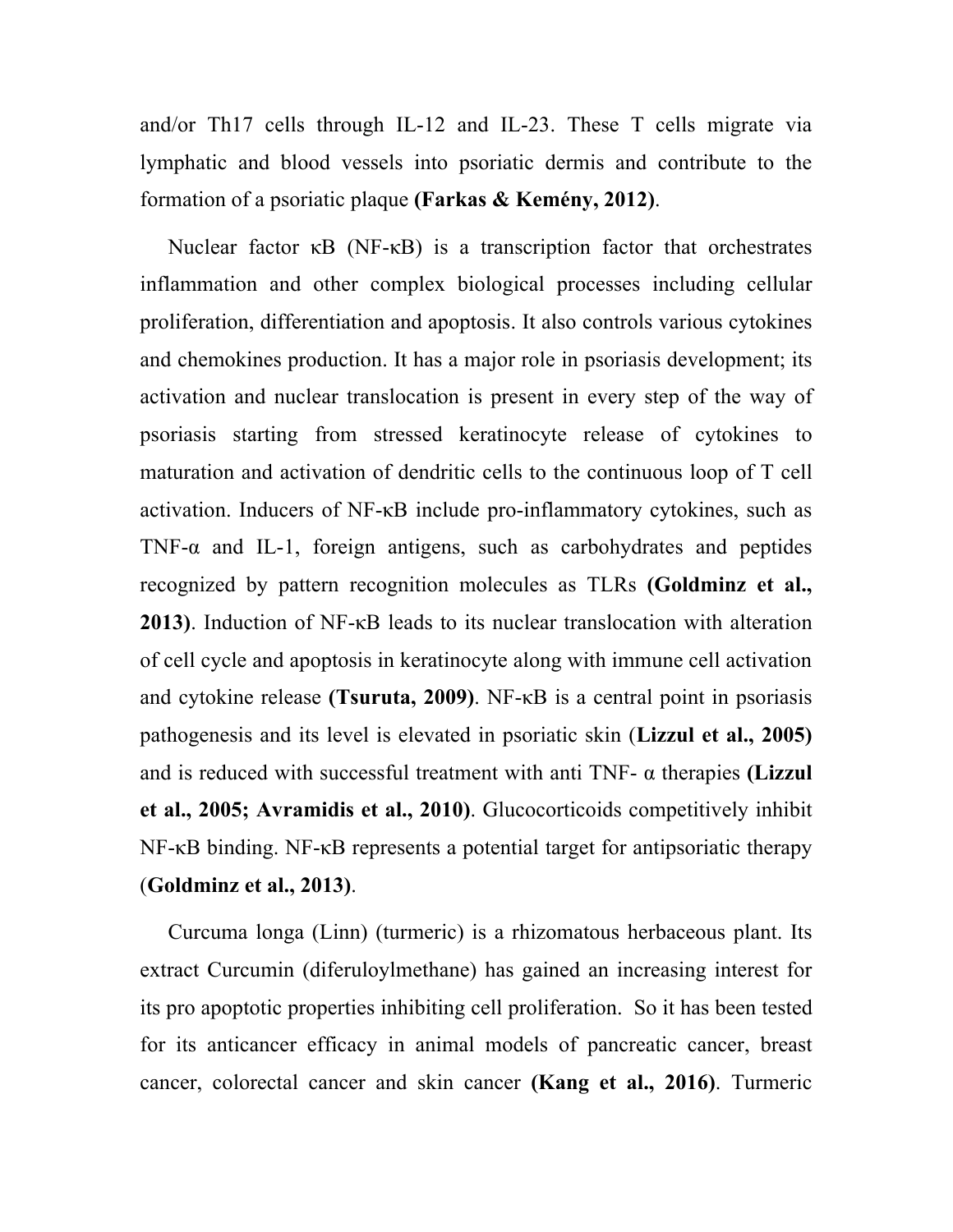and/or Th17 cells through IL-12 and IL-23. These T cells migrate via lymphatic and blood vessels into psoriatic dermis and contribute to the formation of a psoriatic plaque **(Farkas & Kemény, 2012)**.

Nuclear factor κB (NF-κB) is a transcription factor that orchestrates inflammation and other complex biological processes including cellular proliferation, differentiation and apoptosis. It also controls various cytokines and chemokines production. It has a major role in psoriasis development; its activation and nuclear translocation is present in every step of the way of psoriasis starting from stressed keratinocyte release of cytokines to maturation and activation of dendritic cells to the continuous loop of T cell activation. Inducers of NF-κB include pro-inflammatory cytokines, such as TNF-α and IL-1, foreign antigens, such as carbohydrates and peptides recognized by pattern recognition molecules as TLRs **(Goldminz et al., 2013)**. Induction of NF-κB leads to its nuclear translocation with alteration of cell cycle and apoptosis in keratinocyte along with immune cell activation and cytokine release **(Tsuruta, 2009)**. NF-κB is a central point in psoriasis pathogenesis and its level is elevated in psoriatic skin (**Lizzul et al., 2005)** and is reduced with successful treatment with anti TNF- α therapies **(Lizzul et al., 2005; Avramidis et al., 2010)**. Glucocorticoids competitively inhibit NF-κB binding. NF-κB represents a potential target for antipsoriatic therapy (**Goldminz et al., 2013)**.

Curcuma longa (Linn) (turmeric) is a rhizomatous herbaceous plant. Its extract Curcumin (diferuloylmethane) has gained an increasing interest for its pro apoptotic properties inhibiting cell proliferation. So it has been tested for its anticancer efficacy in animal models of pancreatic cancer, breast cancer, colorectal cancer and skin cancer **(Kang et al., 2016)**. Turmeric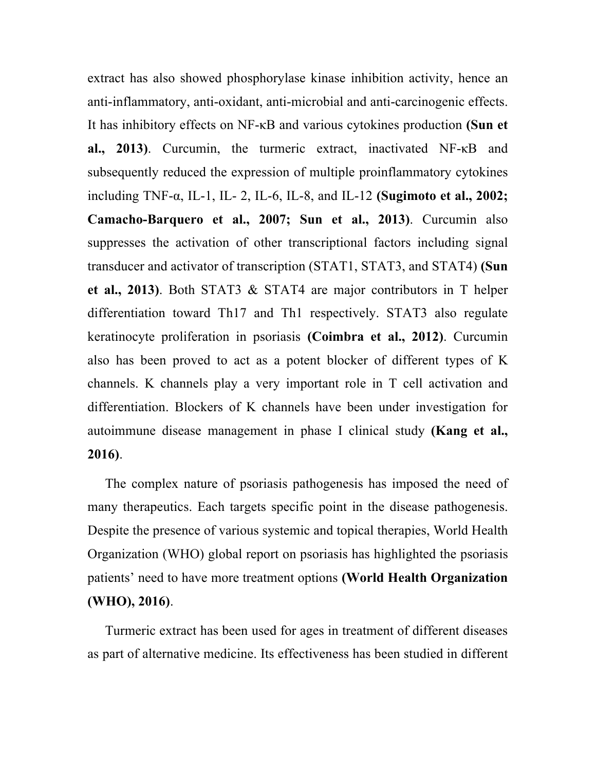extract has also showed phosphorylase kinase inhibition activity, hence an anti-inflammatory, anti-oxidant, anti-microbial and anti-carcinogenic effects. It has inhibitory effects on NF-κB and various cytokines production **(Sun et al., 2013)**. Curcumin, the turmeric extract, inactivated NF-κB and subsequently reduced the expression of multiple proinflammatory cytokines including TNF-α, IL-1, IL- 2, IL-6, IL-8, and IL-12 **(Sugimoto et al., 2002; Camacho-Barquero et al., 2007; Sun et al., 2013)**. Curcumin also suppresses the activation of other transcriptional factors including signal transducer and activator of transcription (STAT1, STAT3, and STAT4) **(Sun et al., 2013)**. Both STAT3 & STAT4 are major contributors in T helper differentiation toward Th17 and Th1 respectively. STAT3 also regulate keratinocyte proliferation in psoriasis **(Coimbra et al., 2012)**. Curcumin also has been proved to act as a potent blocker of different types of K channels. K channels play a very important role in T cell activation and differentiation. Blockers of K channels have been under investigation for autoimmune disease management in phase I clinical study **(Kang et al., 2016)**.

The complex nature of psoriasis pathogenesis has imposed the need of many therapeutics. Each targets specific point in the disease pathogenesis. Despite the presence of various systemic and topical therapies, World Health Organization (WHO) global report on psoriasis has highlighted the psoriasis patients' need to have more treatment options **(World Health Organization (WHO), 2016)**.

Turmeric extract has been used for ages in treatment of different diseases as part of alternative medicine. Its effectiveness has been studied in different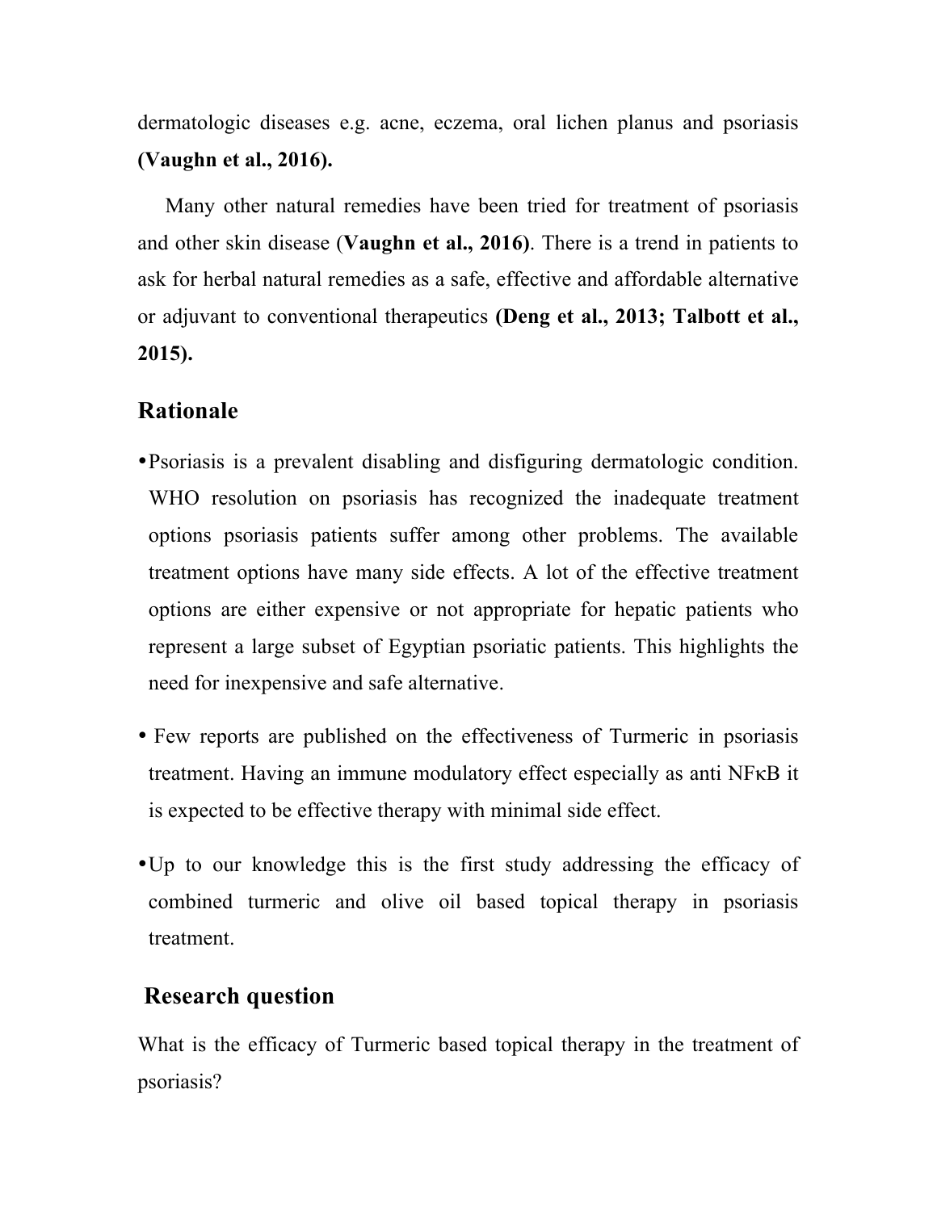dermatologic diseases e.g. acne, eczema, oral lichen planus and psoriasis **(Vaughn et al., 2016).**

Many other natural remedies have been tried for treatment of psoriasis and other skin disease (**Vaughn et al., 2016)**. There is a trend in patients to ask for herbal natural remedies as a safe, effective and affordable alternative or adjuvant to conventional therapeutics **(Deng et al., 2013; Talbott et al., 2015).**

## Rationale

- Psoriasis is a prevalent disabling and disfiguring dermatologic condition. WHO resolution on psoriasis has recognized the inadequate treatment options psoriasis patients suffer among other problems. The available treatment options have many side effects. A lot of the effective treatment options are either expensive or not appropriate for hepatic patients who represent a large subset of Egyptian psoriatic patients. This highlights the need for inexpensive and safe alternative.
- Few reports are published on the effectiveness of Turmeric in psoriasis treatment. Having an immune modulatory effect especially as anti NFκB it is expected to be effective therapy with minimal side effect.
- Up to our knowledge this is the first study addressing the efficacy of combined turmeric and olive oil based topical therapy in psoriasis treatment.

## Research question

What is the efficacy of Turmeric based topical therapy in the treatment of psoriasis?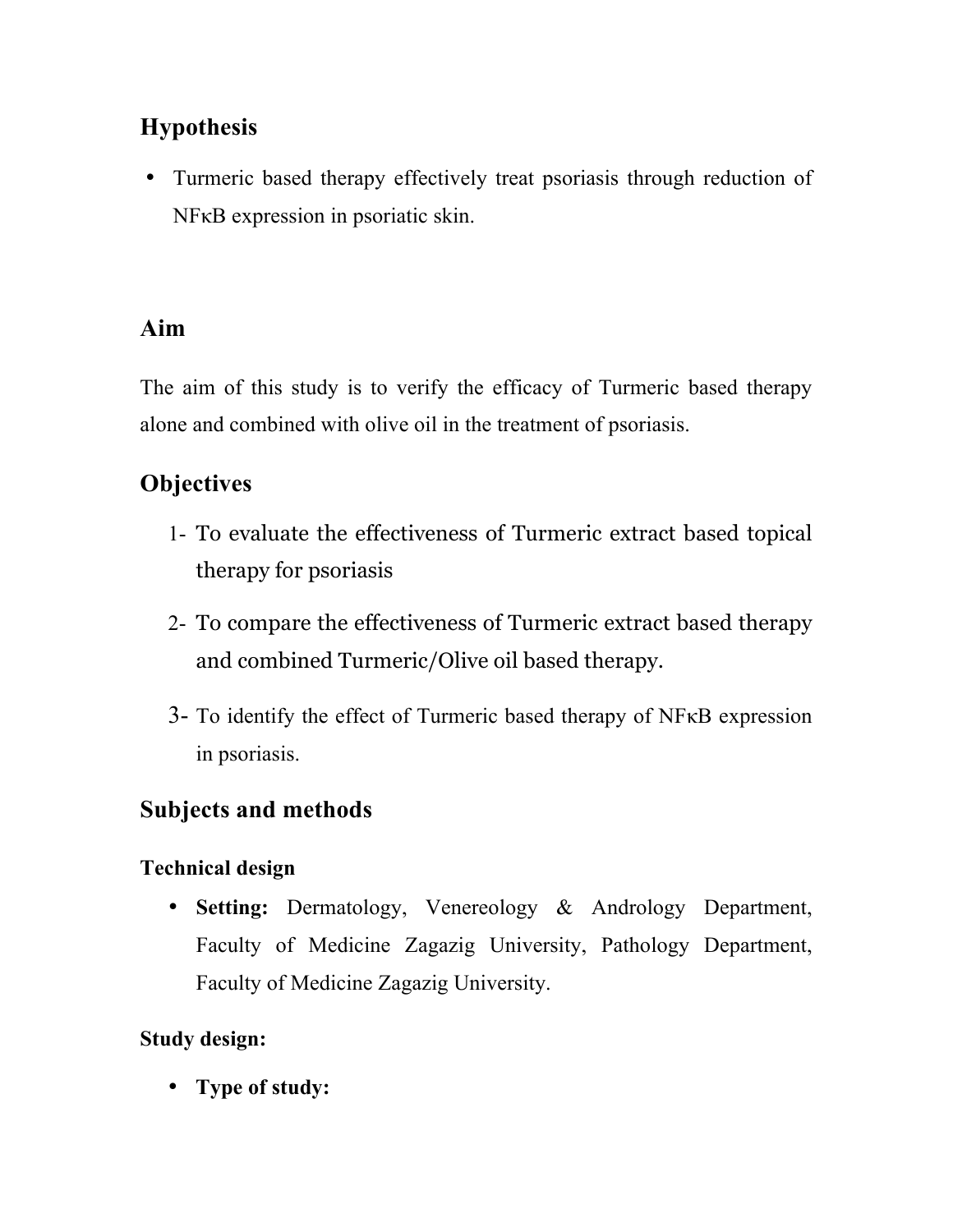## Hypothesis

- Turmeric based therapy effectively treat psoriasis through reduction of NFκB expression in psoriatic skin.

## Aim

The aim of this study is to verify the efficacy of Turmeric based therapy alone and combined with olive oil in the treatment of psoriasis.

## Objectives

1- To evaluate the effectiveness of Turmeric extract based topical therapy for psoriasis

2- To compare the effectiveness of Turmeric extract based therapy and combined Turmeric/Olive oil based therapy.

3- To identify the effect of Turmeric based therapy of NFκB expression in psoriasis.

## Subjects and methods

### Technical design

- **Setting:** Dermatology, Venereology & Andrology Department, Faculty of Medicine Zagazig University, Pathology Department, Faculty of Medicine Zagazig University.

### Study design:

- **Type of study:**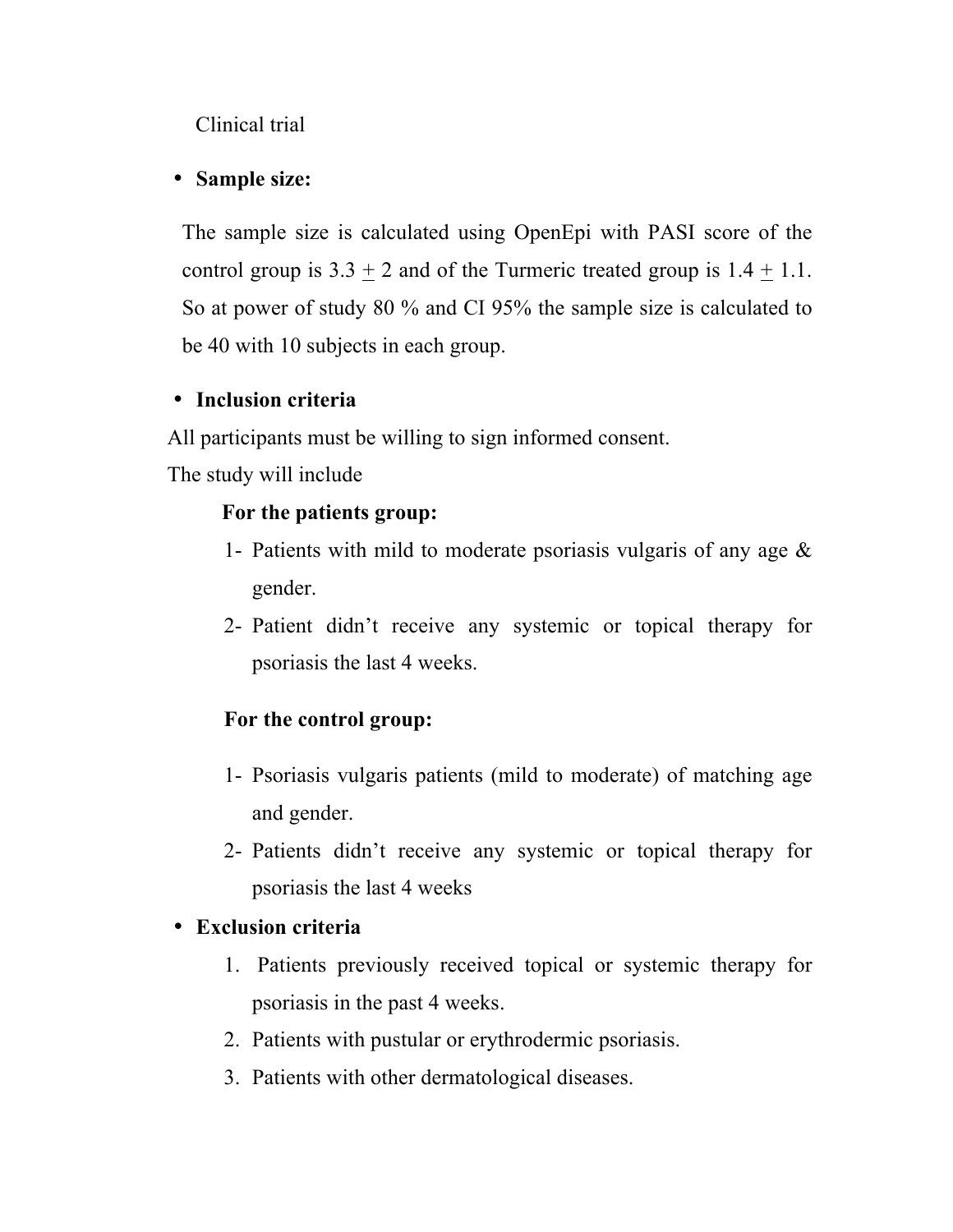Clinical trial

- **Sample size:**

The sample size is calculated using OpenEpi with PASI score of the control group is 3.3 $\pm$ 2 and of the Turmeric treated group is 1.4 $\pm$ 1.1. So at power of study 80 % and CI 95% the sample size is calculated to be 40 with 10 subjects in each group.

- **Inclusion criteria**

All participants must be willing to sign informed consent.

The study will include

**For the patients group:**

1- Patients with mild to moderate psoriasis vulgaris of any age & gender.

2- Patient didn't receive any systemic or topical therapy for psoriasis the last 4 weeks.

**For the control group:**

1- Psoriasis vulgaris patients (mild to moderate) of matching age and gender.

2- Patients didn't receive any systemic or topical therapy for psoriasis the last 4 weeks

- **Exclusion criteria**

1. Patients previously received topical or systemic therapy for psoriasis in the past 4 weeks.
2. Patients with pustular or erythrodermic psoriasis.
3. Patients with other dermatological diseases.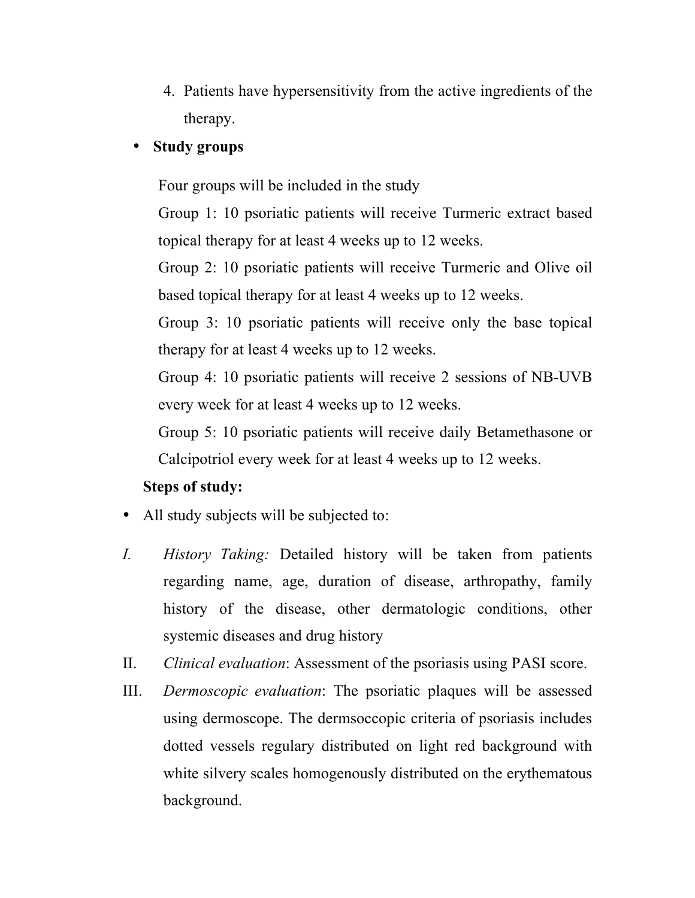4. Patients have hypersensitivity from the active ingredients of the therapy.

- **Study groups**

Four groups will be included in the study

Group 1: 10 psoriatic patients will receive Turmeric extract based topical therapy for at least 4 weeks up to 12 weeks.

Group 2: 10 psoriatic patients will receive Turmeric and Olive oil based topical therapy for at least 4 weeks up to 12 weeks.

Group 3: 10 psoriatic patients will receive only the base topical therapy for at least 4 weeks up to 12 weeks.

Group 4: 10 psoriatic patients will receive 2 sessions of NB-UVB every week for at least 4 weeks up to 12 weeks.

Group 5: 10 psoriatic patients will receive daily Betamethasone or Calcipotriol every week for at least 4 weeks up to 12 weeks.

**Steps of study:**

- All study subjects will be subjected to:

I. *History Taking:* Detailed history will be taken from patients regarding name, age, duration of disease, arthropathy, family history of the disease, other dermatologic conditions, other systemic diseases and drug history

II. *Clinical evaluation*: Assessment of the psoriasis using PASI score.

III. *Dermoscopic evaluation*: The psoriatic plaques will be assessed using dermoscope. The dermsoccopic criteria of psoriasis includes dotted vessels regulary distributed on light red background with white silvery scales homogenously distributed on the erythematous background.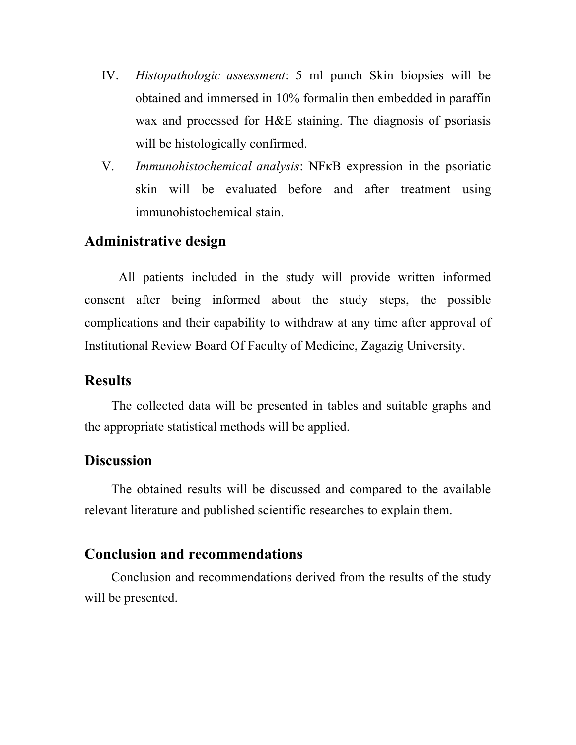IV. *Histopathologic assessment*: 5 ml punch Skin biopsies will be obtained and immersed in 10% formalin then embedded in paraffin wax and processed for H&E staining. The diagnosis of psoriasis will be histologically confirmed.

V. *Immunohistochemical analysis*: NFκB expression in the psoriatic skin will be evaluated before and after treatment using immunohistochemical stain.

## Administrative design

All patients included in the study will provide written informed consent after being informed about the study steps, the possible complications and their capability to withdraw at any time after approval of Institutional Review Board Of Faculty of Medicine, Zagazig University.

## Results

The collected data will be presented in tables and suitable graphs and the appropriate statistical methods will be applied.

## Discussion

The obtained results will be discussed and compared to the available relevant literature and published scientific researches to explain them.

## Conclusion and recommendations

Conclusion and recommendations derived from the results of the study will be presented.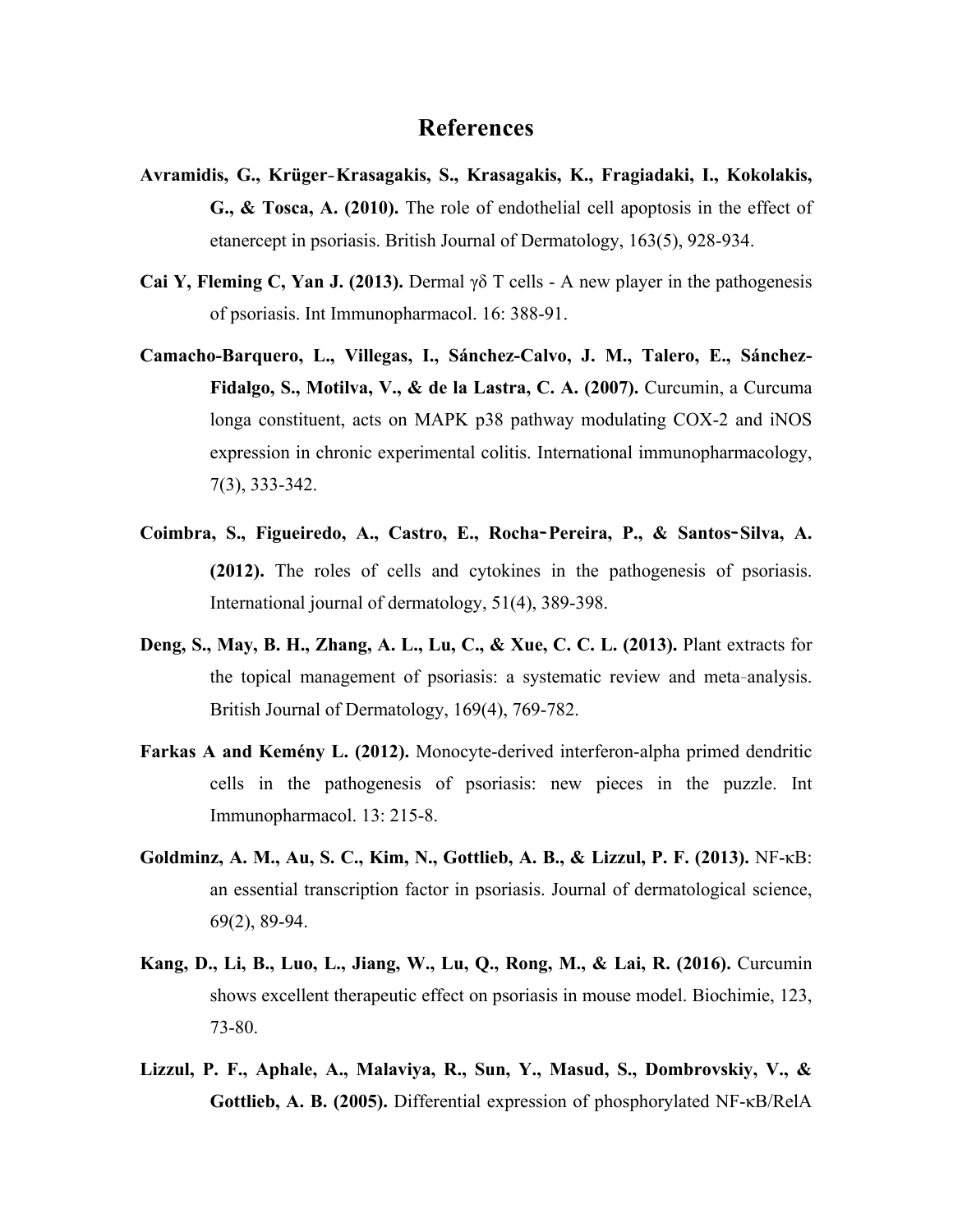# References

**Avramidis, G., Krüger‐Krasagakis, S., Krasagakis, K., Fragiadaki, I., Kokolakis, G., & Tosca, A. (2010).** The role of endothelial cell apoptosis in the effect of etanercept in psoriasis. British Journal of Dermatology, 163(5), 928-934.

**Cai Y, Fleming C, Yan J. (2013).** Dermal γδ T cells - A new player in the pathogenesis of psoriasis. Int Immunopharmacol. 16: 388-91.

**Camacho-Barquero, L., Villegas, I., Sánchez-Calvo, J. M., Talero, E., Sánchez-Fidalgo, S., Motilva, V., & de la Lastra, C. A. (2007).** Curcumin, a Curcuma longa constituent, acts on MAPK p38 pathway modulating COX-2 and iNOS expression in chronic experimental colitis. International immunopharmacology, 7(3), 333-342.

**Coimbra, S., Figueiredo, A., Castro, E., Rocha‐Pereira, P., & Santos‐Silva, A. (2012).** The roles of cells and cytokines in the pathogenesis of psoriasis. International journal of dermatology, 51(4), 389-398.

**Deng, S., May, B. H., Zhang, A. L., Lu, C., & Xue, C. C. L. (2013).** Plant extracts for the topical management of psoriasis: a systematic review and meta‐analysis. British Journal of Dermatology, 169(4), 769-782.

**Farkas A and Kemény L. (2012).** Monocyte-derived interferon-alpha primed dendritic cells in the pathogenesis of psoriasis: new pieces in the puzzle. Int Immunopharmacol. 13: 215-8.

**Goldminz, A. M., Au, S. C., Kim, N., Gottlieb, A. B., & Lizzul, P. F. (2013).** NF-κB: an essential transcription factor in psoriasis. Journal of dermatological science, 69(2), 89-94.

**Kang, D., Li, B., Luo, L., Jiang, W., Lu, Q., Rong, M., & Lai, R. (2016).** Curcumin shows excellent therapeutic effect on psoriasis in mouse model. Biochimie, 123, 73-80.

**Lizzul, P. F., Aphale, A., Malaviya, R., Sun, Y., Masud, S., Dombrovskiy, V., & Gottlieb, A. B. (2005).** Differential expression of phosphorylated NF-κB/RelA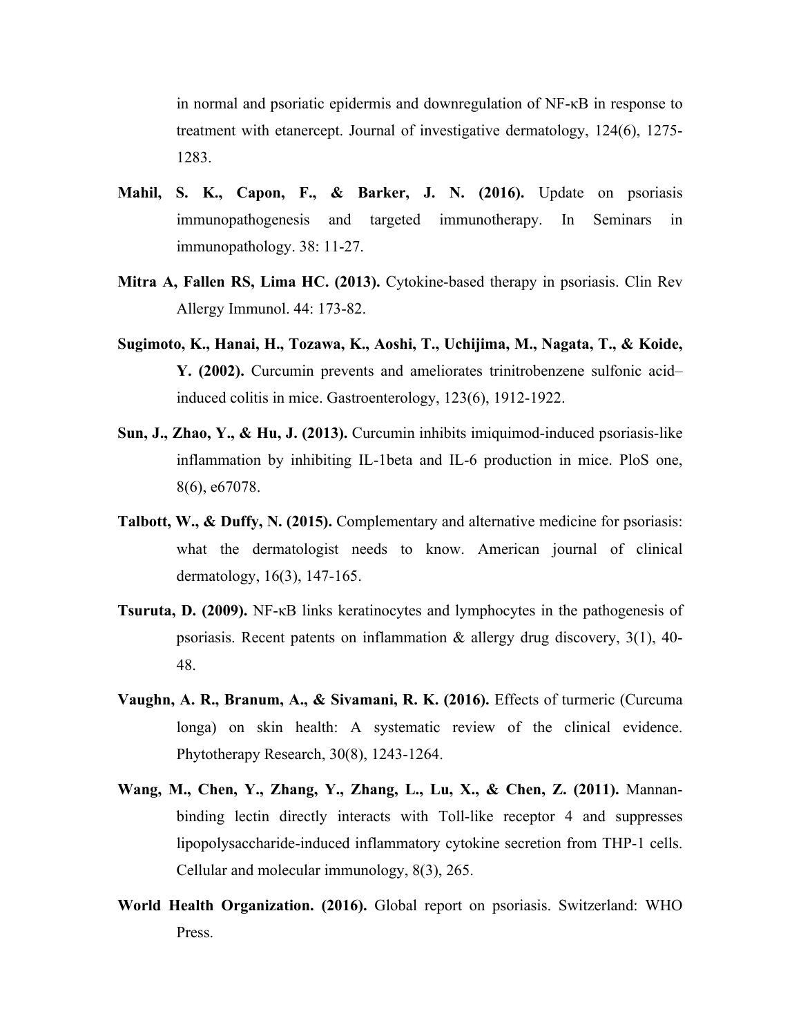in normal and psoriatic epidermis and downregulation of NF-κB in response to treatment with etanercept. Journal of investigative dermatology, 124(6), 1275-1283.

**Mahil, S. K., Capon, F., & Barker, J. N. (2016).** Update on psoriasis immunopathogenesis and targeted immunotherapy. In Seminars in immunopathology. 38: 11-27.

**Mitra A, Fallen RS, Lima HC. (2013).** Cytokine-based therapy in psoriasis. Clin Rev Allergy Immunol. 44: 173-82.

**Sugimoto, K., Hanai, H., Tozawa, K., Aoshi, T., Uchijima, M., Nagata, T., & Koide, Y. (2002).** Curcumin prevents and ameliorates trinitrobenzene sulfonic acid–induced colitis in mice. Gastroenterology, 123(6), 1912-1922.

**Sun, J., Zhao, Y., & Hu, J. (2013).** Curcumin inhibits imiquimod-induced psoriasis-like inflammation by inhibiting IL-1beta and IL-6 production in mice. PloS one, 8(6), e67078.

**Talbott, W., & Duffy, N. (2015).** Complementary and alternative medicine for psoriasis: what the dermatologist needs to know. American journal of clinical dermatology, 16(3), 147-165.

**Tsuruta, D. (2009).** NF-κB links keratinocytes and lymphocytes in the pathogenesis of psoriasis. Recent patents on inflammation & allergy drug discovery, 3(1), 40-48.

**Vaughn, A. R., Branum, A., & Sivamani, R. K. (2016).** Effects of turmeric (Curcuma longa) on skin health: A systematic review of the clinical evidence. Phytotherapy Research, 30(8), 1243-1264.

**Wang, M., Chen, Y., Zhang, Y., Zhang, L., Lu, X., & Chen, Z. (2011).** Mannan-binding lectin directly interacts with Toll-like receptor 4 and suppresses lipopolysaccharide-induced inflammatory cytokine secretion from THP-1 cells. Cellular and molecular immunology, 8(3), 265.

**World Health Organization. (2016).** Global report on psoriasis. Switzerland: WHO Press.